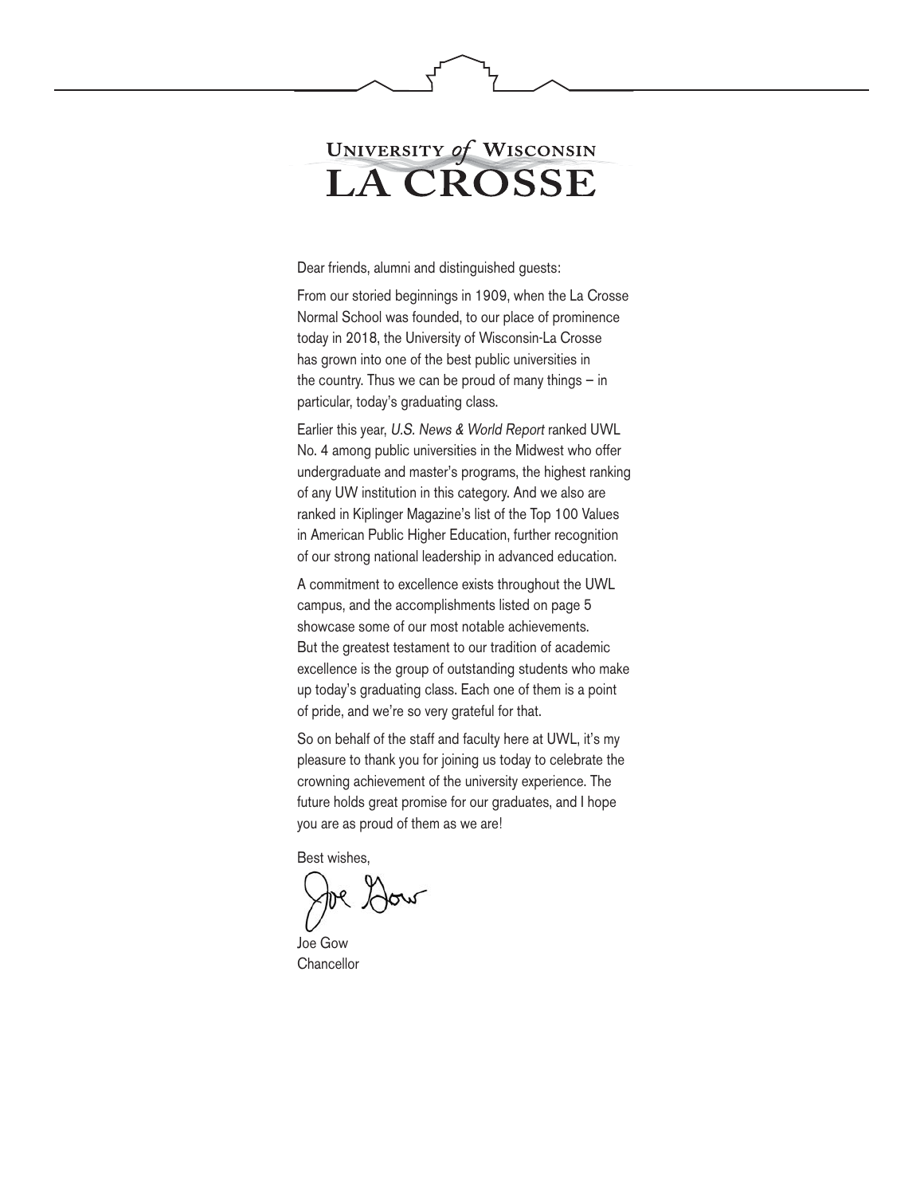# University of Wisconsin La Crosse

Dear friends, alumni and distinguished guests:

From our storied beginnings in 1909, when the La Crosse Normal School was founded, to our place of prominence today in 2018, the University of Wisconsin-La Crosse has grown into one of the best public universities in the country. Thus we can be proud of many things – in particular, today's graduating class.

Earlier this year, *U.S. News & World Report* ranked UWL No. 4 among public universities in the Midwest who offer undergraduate and master's programs, the highest ranking of any UW institution in this category. And we also are ranked in Kiplinger Magazine's list of the Top 100 Values in American Public Higher Education, further recognition of our strong national leadership in advanced education.

A commitment to excellence exists throughout the UWL campus, and the accomplishments listed on page 5 showcase some of our most notable achievements. But the greatest testament to our tradition of academic excellence is the group of outstanding students who make up today's graduating class. Each one of them is a point of pride, and we're so very grateful for that.

So on behalf of the staff and faculty here at UWL, it's my pleasure to thank you for joining us today to celebrate the crowning achievement of the university experience. The future holds great promise for our graduates, and I hope you are as proud of them as we are!

Best wishes,

Joe Gow
Chancellor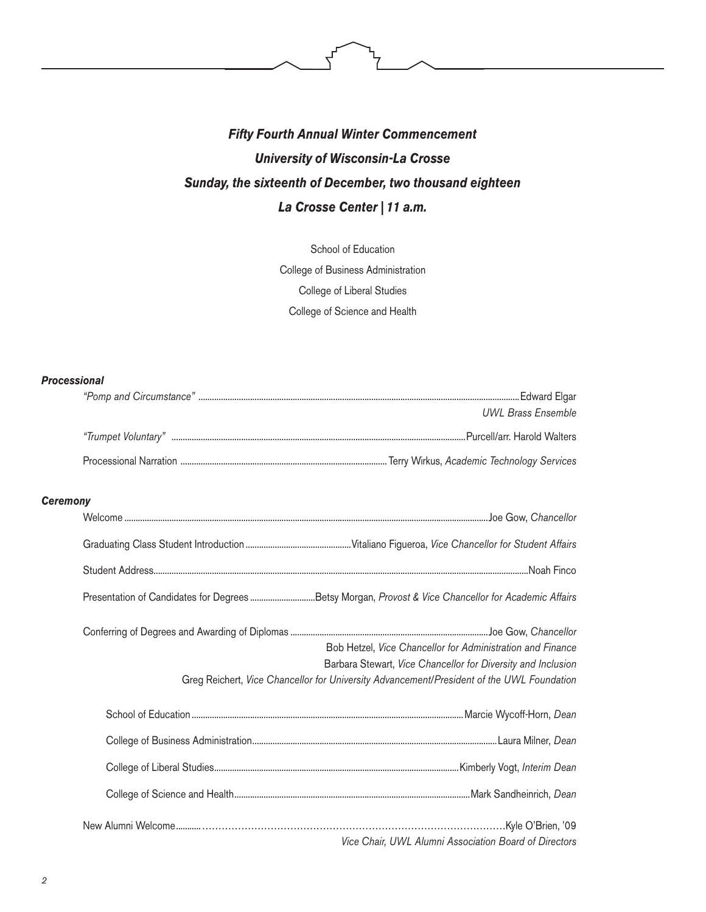***Fifty Fourth Annual Winter Commencement***

***University of Wisconsin-La Crosse***

***Sunday, the sixteenth of December, two thousand eighteen***

***La Crosse Center | 11 a.m.***

School of Education
College of Business Administration
College of Liberal Studies
College of Science and Health

***Processional***

*"Pomp and Circumstance"* .......... Edward Elgar
*UWL Brass Ensemble*

*"Trumpet Voluntary"* .......... Purcell/arr. Harold Walters

Processional Narration .......... Terry Wirkus, *Academic Technology Services*

***Ceremony***

Welcome .......... Joe Gow, *Chancellor*

Graduating Class Student Introduction .......... Vitaliano Figueroa, *Vice Chancellor for Student Affairs*

Student Address .......... Noah Finco

Presentation of Candidates for Degrees .......... Betsy Morgan, *Provost & Vice Chancellor for Academic Affairs*

Conferring of Degrees and Awarding of Diplomas .......... Joe Gow, *Chancellor*
Bob Hetzel, *Vice Chancellor for Administration and Finance*
Barbara Stewart, *Vice Chancellor for Diversity and Inclusion*
Greg Reichert, *Vice Chancellor for University Advancement/President of the UWL Foundation*

School of Education .......... Marcie Wycoff-Horn, *Dean*

College of Business Administration .......... Laura Milner, *Dean*

College of Liberal Studies .......... Kimberly Vogt, *Interim Dean*

College of Science and Health .......... Mark Sandheinrich, *Dean*

New Alumni Welcome .......... Kyle O'Brien, '09
*Vice Chair, UWL Alumni Association Board of Directors*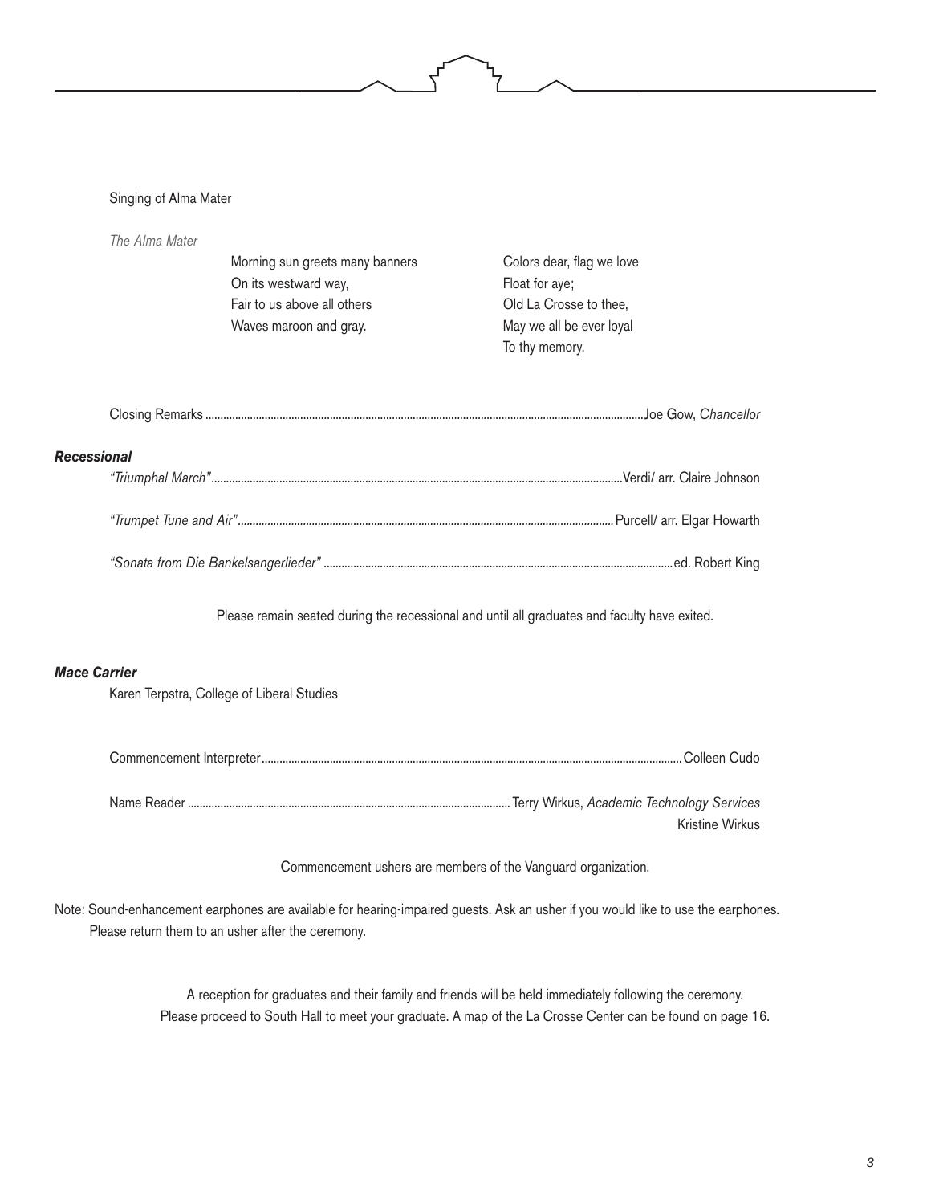Singing of Alma Mater

*The Alma Mater*

Morning sun greets many banners  
On its westward way,  
Fair to us above all others  
Waves maroon and gray.

Colors dear, flag we love  
Float for aye;  
Old La Crosse to thee,  
May we all be ever loyal  
To thy memory.

Closing Remarks..................Joe Gow, *Chancellor*

***Recessional***

*"Triumphal March"*..................Verdi/ arr. Claire Johnson

*"Trumpet Tune and Air"*..................Purcell/ arr. Elgar Howarth

*"Sonata from Die Bankelsangerlieder"*..................ed. Robert King

Please remain seated during the recessional and until all graduates and faculty have exited.

***Mace Carrier***

Karen Terpstra, College of Liberal Studies

Commencement Interpreter..................Colleen Cudo

Name Reader..................Terry Wirkus, *Academic Technology Services*  
Kristine Wirkus

Commencement ushers are members of the Vanguard organization.

Note: Sound-enhancement earphones are available for hearing-impaired guests. Ask an usher if you would like to use the earphones. Please return them to an usher after the ceremony.

A reception for graduates and their family and friends will be held immediately following the ceremony. Please proceed to South Hall to meet your graduate. A map of the La Crosse Center can be found on page 16.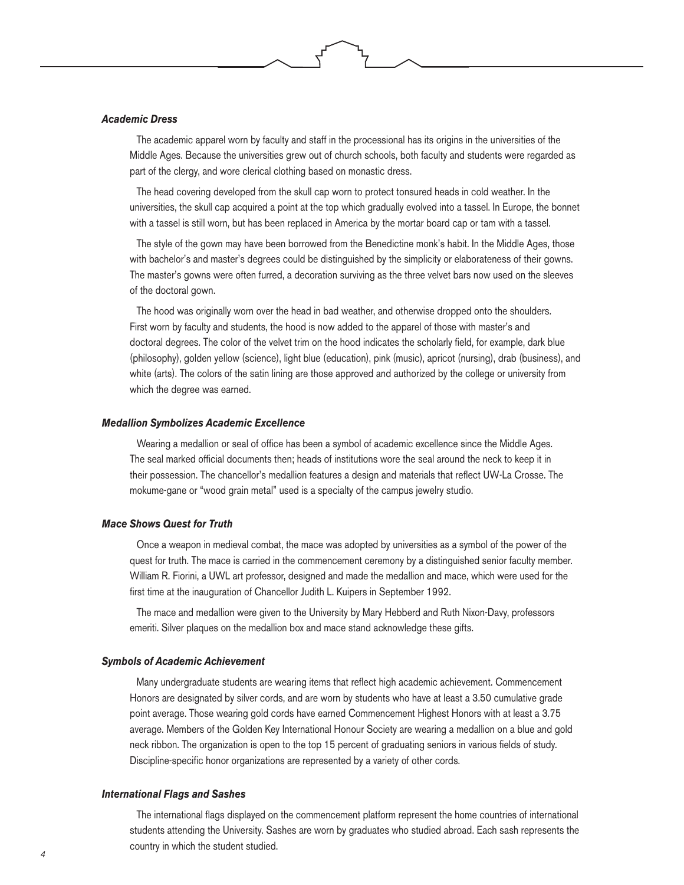### *Academic Dress*

The academic apparel worn by faculty and staff in the processional has its origins in the universities of the Middle Ages. Because the universities grew out of church schools, both faculty and students were regarded as part of the clergy, and wore clerical clothing based on monastic dress.

The head covering developed from the skull cap worn to protect tonsured heads in cold weather. In the universities, the skull cap acquired a point at the top which gradually evolved into a tassel. In Europe, the bonnet with a tassel is still worn, but has been replaced in America by the mortar board cap or tam with a tassel.

The style of the gown may have been borrowed from the Benedictine monk's habit. In the Middle Ages, those with bachelor's and master's degrees could be distinguished by the simplicity or elaborateness of their gowns. The master's gowns were often furred, a decoration surviving as the three velvet bars now used on the sleeves of the doctoral gown.

The hood was originally worn over the head in bad weather, and otherwise dropped onto the shoulders. First worn by faculty and students, the hood is now added to the apparel of those with master's and doctoral degrees. The color of the velvet trim on the hood indicates the scholarly field, for example, dark blue (philosophy), golden yellow (science), light blue (education), pink (music), apricot (nursing), drab (business), and white (arts). The colors of the satin lining are those approved and authorized by the college or university from which the degree was earned.

### *Medallion Symbolizes Academic Excellence*

Wearing a medallion or seal of office has been a symbol of academic excellence since the Middle Ages. The seal marked official documents then; heads of institutions wore the seal around the neck to keep it in their possession. The chancellor's medallion features a design and materials that reflect UW-La Crosse. The mokume-gane or "wood grain metal" used is a specialty of the campus jewelry studio.

### *Mace Shows Quest for Truth*

Once a weapon in medieval combat, the mace was adopted by universities as a symbol of the power of the quest for truth. The mace is carried in the commencement ceremony by a distinguished senior faculty member. William R. Fiorini, a UWL art professor, designed and made the medallion and mace, which were used for the first time at the inauguration of Chancellor Judith L. Kuipers in September 1992.

The mace and medallion were given to the University by Mary Hebberd and Ruth Nixon-Davy, professors emeriti. Silver plaques on the medallion box and mace stand acknowledge these gifts.

### *Symbols of Academic Achievement*

Many undergraduate students are wearing items that reflect high academic achievement. Commencement Honors are designated by silver cords, and are worn by students who have at least a 3.50 cumulative grade point average. Those wearing gold cords have earned Commencement Highest Honors with at least a 3.75 average. Members of the Golden Key International Honour Society are wearing a medallion on a blue and gold neck ribbon. The organization is open to the top 15 percent of graduating seniors in various fields of study. Discipline-specific honor organizations are represented by a variety of other cords.

### *International Flags and Sashes*

The international flags displayed on the commencement platform represent the home countries of international students attending the University. Sashes are worn by graduates who studied abroad. Each sash represents the country in which the student studied.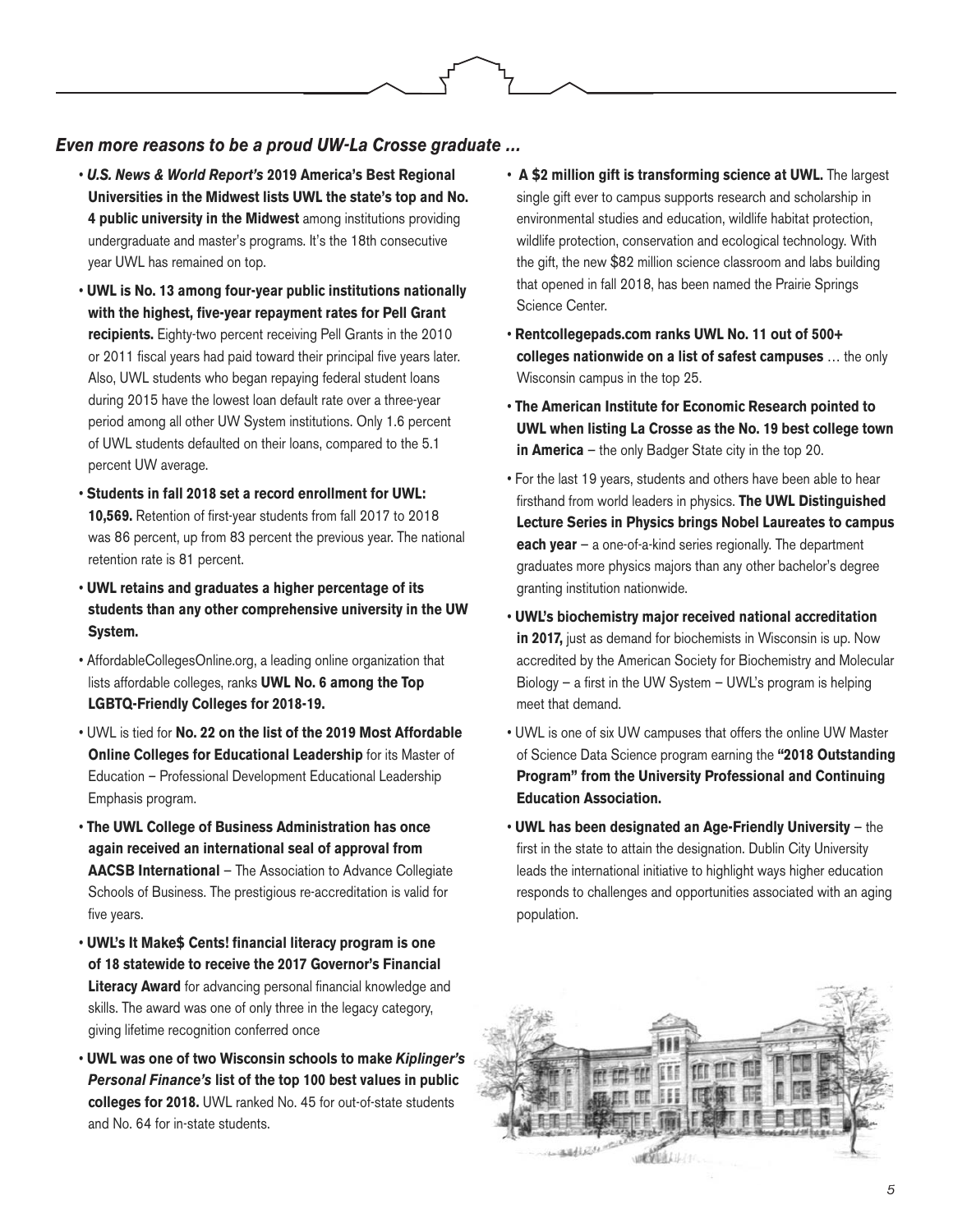## *Even more reasons to be a proud UW-La Crosse graduate …*

- ***U.S. News & World Report's* 2019 America's Best Regional Universities in the Midwest lists UWL the state's top and No. 4 public university in the Midwest** among institutions providing undergraduate and master's programs. It's the 18th consecutive year UWL has remained on top.
- **UWL is No. 13 among four-year public institutions nationally with the highest, five-year repayment rates for Pell Grant recipients.** Eighty-two percent receiving Pell Grants in the 2010 or 2011 fiscal years had paid toward their principal five years later. Also, UWL students who began repaying federal student loans during 2015 have the lowest loan default rate over a three-year period among all other UW System institutions. Only 1.6 percent of UWL students defaulted on their loans, compared to the 5.1 percent UW average.
- **Students in fall 2018 set a record enrollment for UWL: 10,569.** Retention of first-year students from fall 2017 to 2018 was 86 percent, up from 83 percent the previous year. The national retention rate is 81 percent.
- **UWL retains and graduates a higher percentage of its students than any other comprehensive university in the UW System.**
- AffordableCollegesOnline.org, a leading online organization that lists affordable colleges, ranks **UWL No. 6 among the Top LGBTQ-Friendly Colleges for 2018-19.**
- UWL is tied for **No. 22 on the list of the 2019 Most Affordable Online Colleges for Educational Leadership** for its Master of Education – Professional Development Educational Leadership Emphasis program.
- **The UWL College of Business Administration has once again received an international seal of approval from AACSB International** – The Association to Advance Collegiate Schools of Business. The prestigious re-accreditation is valid for five years.
- **UWL's It Make$ Cents! financial literacy program is one of 18 statewide to receive the 2017 Governor's Financial Literacy Award** for advancing personal financial knowledge and skills. The award was one of only three in the legacy category, giving lifetime recognition conferred once
- **UWL was one of two Wisconsin schools to make *Kiplinger's Personal Finance's* list of the top 100 best values in public colleges for 2018.** UWL ranked No. 45 for out-of-state students and No. 64 for in-state students.
- **A $2 million gift is transforming science at UWL.** The largest single gift ever to campus supports research and scholarship in environmental studies and education, wildlife habitat protection, wildlife protection, conservation and ecological technology. With the gift, the new $82 million science classroom and labs building that opened in fall 2018, has been named the Prairie Springs Science Center.
- **Rentcollegepads.com ranks UWL No. 11 out of 500+ colleges nationwide on a list of safest campuses** … the only Wisconsin campus in the top 25.
- **The American Institute for Economic Research pointed to UWL when listing La Crosse as the No. 19 best college town in America** – the only Badger State city in the top 20.
- For the last 19 years, students and others have been able to hear firsthand from world leaders in physics. **The UWL Distinguished Lecture Series in Physics brings Nobel Laureates to campus each year** – a one-of-a-kind series regionally. The department graduates more physics majors than any other bachelor's degree granting institution nationwide.
- **UWL's biochemistry major received national accreditation in 2017,** just as demand for biochemists in Wisconsin is up. Now accredited by the American Society for Biochemistry and Molecular Biology – a first in the UW System – UWL's program is helping meet that demand.
- UWL is one of six UW campuses that offers the online UW Master of Science Data Science program earning the **"2018 Outstanding Program" from the University Professional and Continuing Education Association.**
- **UWL has been designated an Age-Friendly University** – the first in the state to attain the designation. Dublin City University leads the international initiative to highlight ways higher education responds to challenges and opportunities associated with an aging population.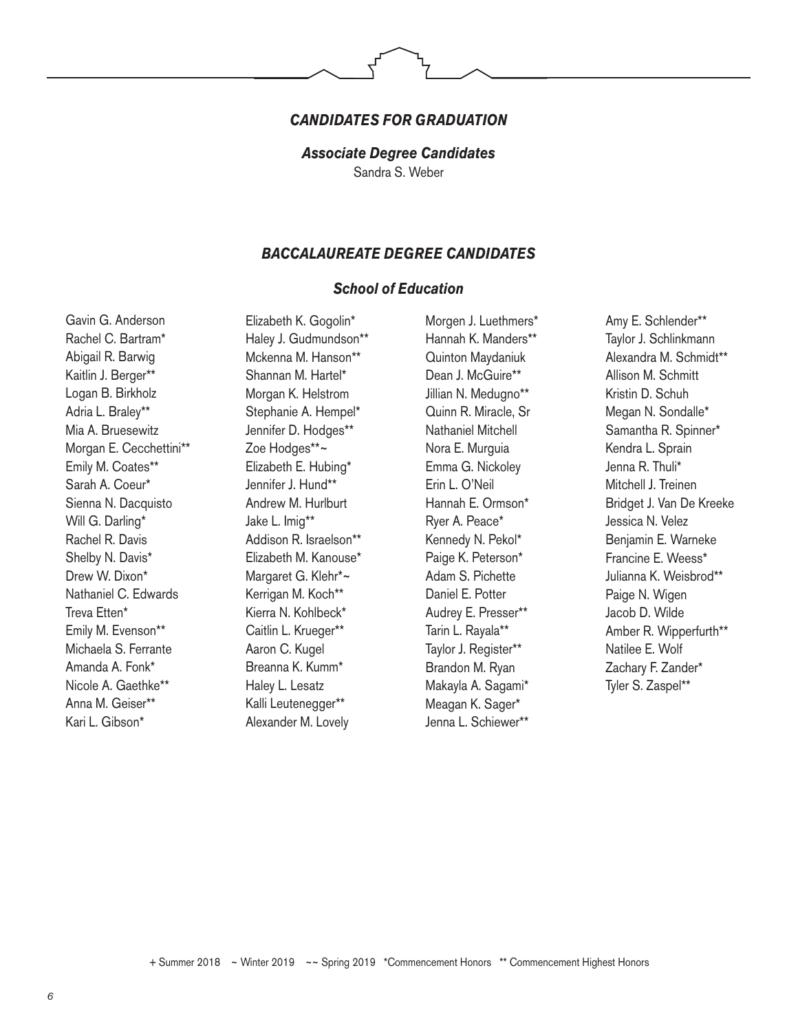## *CANDIDATES FOR GRADUATION*

### *Associate Degree Candidates*

Sandra S. Weber

## *BACCALAUREATE DEGREE CANDIDATES*

### *School of Education*

Gavin G. Anderson
Rachel C. Bartram*
Abigail R. Barwig
Kaitlin J. Berger**
Logan B. Birkholz
Adria L. Braley**
Mia A. Bruesewitz
Morgan E. Cecchettini**
Emily M. Coates**
Sarah A. Coeur*
Sienna N. Dacquisto
Will G. Darling*
Rachel R. Davis
Shelby N. Davis*
Drew W. Dixon*
Nathaniel C. Edwards
Treva Etten*
Emily M. Evenson**
Michaela S. Ferrante
Amanda A. Fonk*
Nicole A. Gaethke**
Anna M. Geiser**
Kari L. Gibson*
Elizabeth K. Gogolin*
Haley J. Gudmundson**
Mckenna M. Hanson**
Shannan M. Hartel*
Morgan K. Helstrom
Stephanie A. Hempel*
Jennifer D. Hodges**
Zoe Hodges**~
Elizabeth E. Hubing*
Jennifer J. Hund**
Andrew M. Hurlburt
Jake L. Imig**
Addison R. Israelson**
Elizabeth M. Kanouse*
Margaret G. Klehr*~
Kerrigan M. Koch**
Kierra N. Kohlbeck*
Caitlin L. Krueger**
Aaron C. Kugel
Breanna K. Kumm*
Haley L. Lesatz
Kalli Leutenegger**
Alexander M. Lovely
Morgen J. Luethmers*
Hannah K. Manders**
Quinton Maydaniuk
Dean J. McGuire**
Jillian N. Medugno**
Quinn R. Miracle, Sr
Nathaniel Mitchell
Nora E. Murguia
Emma G. Nickoley
Erin L. O'Neil
Hannah E. Ormson*
Ryer A. Peace*
Kennedy N. Pekol*
Paige K. Peterson*
Adam S. Pichette
Daniel E. Potter
Audrey E. Presser**
Tarin L. Rayala**
Taylor J. Register**
Brandon M. Ryan
Makayla A. Sagami*
Meagan K. Sager*
Jenna L. Schiewer**
Amy E. Schlender**
Taylor J. Schlinkmann
Alexandra M. Schmidt**
Allison M. Schmitt
Kristin D. Schuh
Megan N. Sondalle*
Samantha R. Spinner*
Kendra L. Sprain
Jenna R. Thuli*
Mitchell J. Treinen
Bridget J. Van De Kreeke
Jessica N. Velez
Benjamin E. Warneke
Francine E. Weess*
Julianna K. Weisbrod**
Paige N. Wigen
Jacob D. Wilde
Amber R. Wipperfurth**
Natilee E. Wolf
Zachary F. Zander*
Tyler S. Zaspel**

+ Summer 2018 ~ Winter 2019 ~~ Spring 2019 *Commencement Honors ** Commencement Highest Honors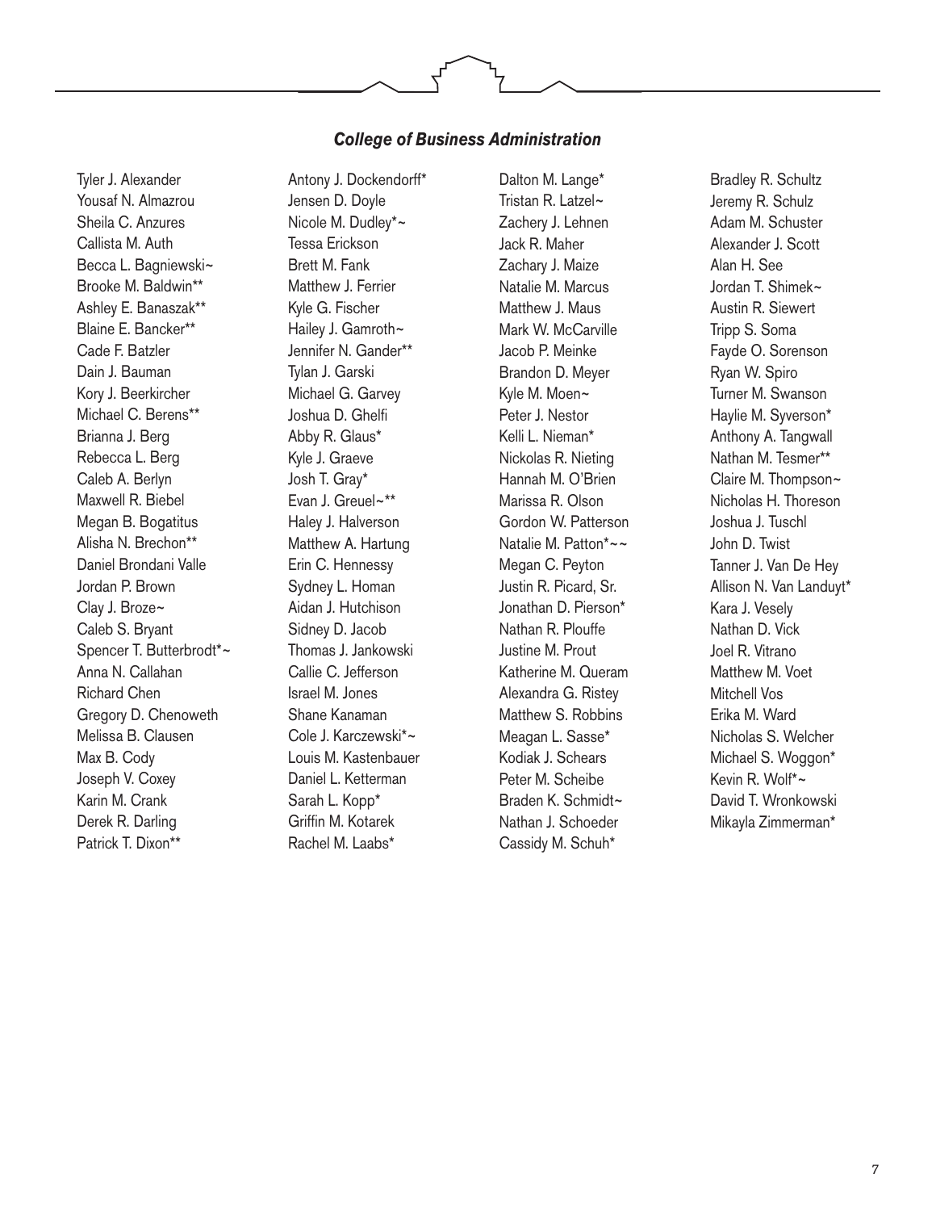### *College of Business Administration*

Tyler J. Alexander
Yousaf N. Almazrou
Sheila C. Anzures
Callista M. Auth
Becca L. Bagniewski~
Brooke M. Baldwin**
Ashley E. Banaszak**
Blaine E. Bancker**
Cade F. Batzler
Dain J. Bauman
Kory J. Beerkircher
Michael C. Berens**
Brianna J. Berg
Rebecca L. Berg
Caleb A. Berlyn
Maxwell R. Biebel
Megan B. Bogatitus
Alisha N. Brechon**
Daniel Brondani Valle
Jordan P. Brown
Clay J. Broze~
Caleb S. Bryant
Spencer T. Butterbrodt*~
Anna N. Callahan
Richard Chen
Gregory D. Chenoweth
Melissa B. Clausen
Max B. Cody
Joseph V. Coxey
Karin M. Crank
Derek R. Darling
Patrick T. Dixon**
Antony J. Dockendorff*
Jensen D. Doyle
Nicole M. Dudley*~
Tessa Erickson
Brett M. Fank
Matthew J. Ferrier
Kyle G. Fischer
Hailey J. Gamroth~
Jennifer N. Gander**
Tylan J. Garski
Michael G. Garvey
Joshua D. Ghelfi
Abby R. Glaus*
Kyle J. Graeve
Josh T. Gray*
Evan J. Greuel~**
Haley J. Halverson
Matthew A. Hartung
Erin C. Hennessy
Sydney L. Homan
Aidan J. Hutchison
Sidney D. Jacob
Thomas J. Jankowski
Callie C. Jefferson
Israel M. Jones
Shane Kanaman
Cole J. Karczewski*~
Louis M. Kastenbauer
Daniel L. Ketterman
Sarah L. Kopp*
Griffin M. Kotarek
Rachel M. Laabs*
Dalton M. Lange*
Tristan R. Latzel~
Zachery J. Lehnen
Jack R. Maher
Zachary J. Maize
Natalie M. Marcus
Matthew J. Maus
Mark W. McCarville
Jacob P. Meinke
Brandon D. Meyer
Kyle M. Moen~
Peter J. Nestor
Kelli L. Nieman*
Nickolas R. Nieting
Hannah M. O'Brien
Marissa R. Olson
Gordon W. Patterson
Natalie M. Patton*~~
Megan C. Peyton
Justin R. Picard, Sr.
Jonathan D. Pierson*
Nathan R. Plouffe
Justine M. Prout
Katherine M. Queram
Alexandra G. Ristey
Matthew S. Robbins
Meagan L. Sasse*
Kodiak J. Schears
Peter M. Scheibe
Braden K. Schmidt~
Nathan J. Schoeder
Cassidy M. Schuh*
Bradley R. Schultz
Jeremy R. Schulz
Adam M. Schuster
Alexander J. Scott
Alan H. See
Jordan T. Shimek~
Austin R. Siewert
Tripp S. Soma
Fayde O. Sorenson
Ryan W. Spiro
Turner M. Swanson
Haylie M. Syverson*
Anthony A. Tangwall
Nathan M. Tesmer**
Claire M. Thompson~
Nicholas H. Thoreson
Joshua J. Tuschl
John D. Twist
Tanner J. Van De Hey
Allison N. Van Landuyt*
Kara J. Vesely
Nathan D. Vick
Joel R. Vitrano
Matthew M. Voet
Mitchell Vos
Erika M. Ward
Nicholas S. Welcher
Michael S. Woggon*
Kevin R. Wolf*~
David T. Wronkowski
Mikayla Zimmerman*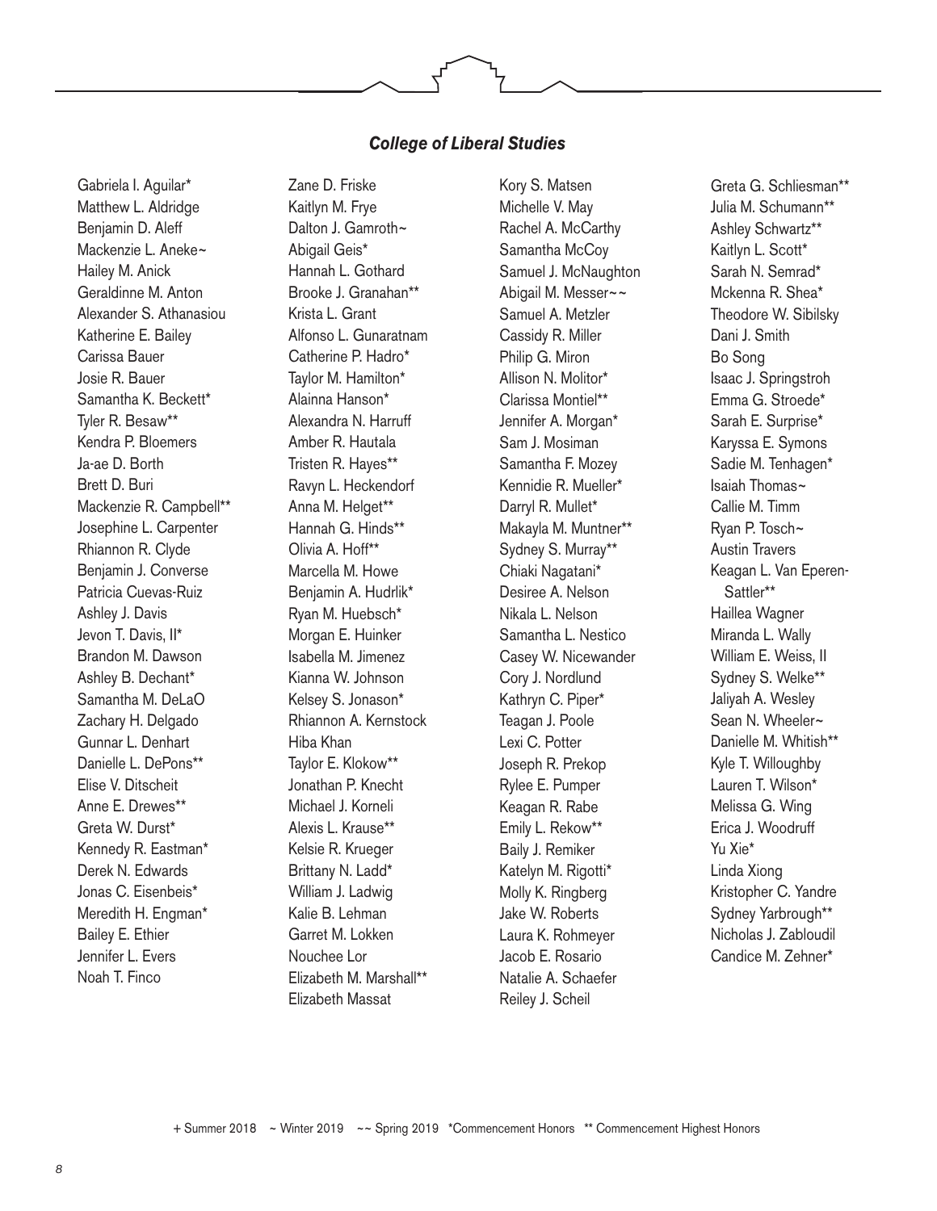## *College of Liberal Studies*

Gabriela I. Aguilar*
Matthew L. Aldridge
Benjamin D. Aleff
Mackenzie L. Aneke~
Hailey M. Anick
Geraldinne M. Anton
Alexander S. Athanasiou
Katherine E. Bailey
Carissa Bauer
Josie R. Bauer
Samantha K. Beckett*
Tyler R. Besaw**
Kendra P. Bloemers
Ja-ae D. Borth
Brett D. Buri
Mackenzie R. Campbell**
Josephine L. Carpenter
Rhiannon R. Clyde
Benjamin J. Converse
Patricia Cuevas-Ruiz
Ashley J. Davis
Jevon T. Davis, II*
Brandon M. Dawson
Ashley B. Dechant*
Samantha M. DeLaO
Zachary H. Delgado
Gunnar L. Denhart
Danielle L. DePons**
Elise V. Ditscheit
Anne E. Drewes**
Greta W. Durst*
Kennedy R. Eastman*
Derek N. Edwards
Jonas C. Eisenbeis*
Meredith H. Engman*
Bailey E. Ethier
Jennifer L. Evers
Noah T. Finco
Zane D. Friske
Kaitlyn M. Frye
Dalton J. Gamroth~
Abigail Geis*
Hannah L. Gothard
Brooke J. Granahan**
Krista L. Grant
Alfonso L. Gunaratnam
Catherine P. Hadro*
Taylor M. Hamilton*
Alainna Hanson*
Alexandra N. Harruff
Amber R. Hautala
Tristen R. Hayes**
Ravyn L. Heckendorf
Anna M. Helget**
Hannah G. Hinds**
Olivia A. Hoff**
Marcella M. Howe
Benjamin A. Hudrlik*
Ryan M. Huebsch*
Morgan E. Huinker
Isabella M. Jimenez
Kianna W. Johnson
Kelsey S. Jonason*
Rhiannon A. Kernstock
Hiba Khan
Taylor E. Klokow**
Jonathan P. Knecht
Michael J. Korneli
Alexis L. Krause**
Kelsie R. Krueger
Brittany N. Ladd*
William J. Ladwig
Kalie B. Lehman
Garret M. Lokken
Nouchee Lor
Elizabeth M. Marshall**
Elizabeth Massat
Kory S. Matsen
Michelle V. May
Rachel A. McCarthy
Samantha McCoy
Samuel J. McNaughton
Abigail M. Messer~~
Samuel A. Metzler
Cassidy R. Miller
Philip G. Miron
Allison N. Molitor*
Clarissa Montiel**
Jennifer A. Morgan*
Sam J. Mosiman
Samantha F. Mozey
Kennidie R. Mueller*
Darryl R. Mullet*
Makayla M. Muntner**
Sydney S. Murray**
Chiaki Nagatani*
Desiree A. Nelson
Nikala L. Nelson
Samantha L. Nestico
Casey W. Nicewander
Cory J. Nordlund
Kathryn C. Piper*
Teagan J. Poole
Lexi C. Potter
Joseph R. Prekop
Rylee E. Pumper
Keagan R. Rabe
Emily L. Rekow**
Baily J. Remiker
Katelyn M. Rigotti*
Molly K. Ringberg
Jake W. Roberts
Laura K. Rohmeyer
Jacob E. Rosario
Natalie A. Schaefer
Reiley J. Scheil
Greta G. Schliesman**
Julia M. Schumann**
Ashley Schwartz**
Kaitlyn L. Scott*
Sarah N. Semrad*
Mckenna R. Shea*
Theodore W. Sibilsky
Dani J. Smith
Bo Song
Isaac J. Springstroh
Emma G. Stroede*
Sarah E. Surprise*
Karyssa E. Symons
Sadie M. Tenhagen*
Isaiah Thomas~
Callie M. Timm
Ryan P. Tosch~
Austin Travers
Keagan L. Van Eperen-Sattler**
Haillea Wagner
Miranda L. Wally
William E. Weiss, II
Sydney S. Welke**
Jaliyah A. Wesley
Sean N. Wheeler~
Danielle M. Whitish**
Kyle T. Willoughby
Lauren T. Wilson*
Melissa G. Wing
Erica J. Woodruff
Yu Xie*
Linda Xiong
Kristopher C. Yandre
Sydney Yarbrough**
Nicholas J. Zabloudil
Candice M. Zehner*

+ Summer 2018 ~ Winter 2019 ~~ Spring 2019 *Commencement Honors ** Commencement Highest Honors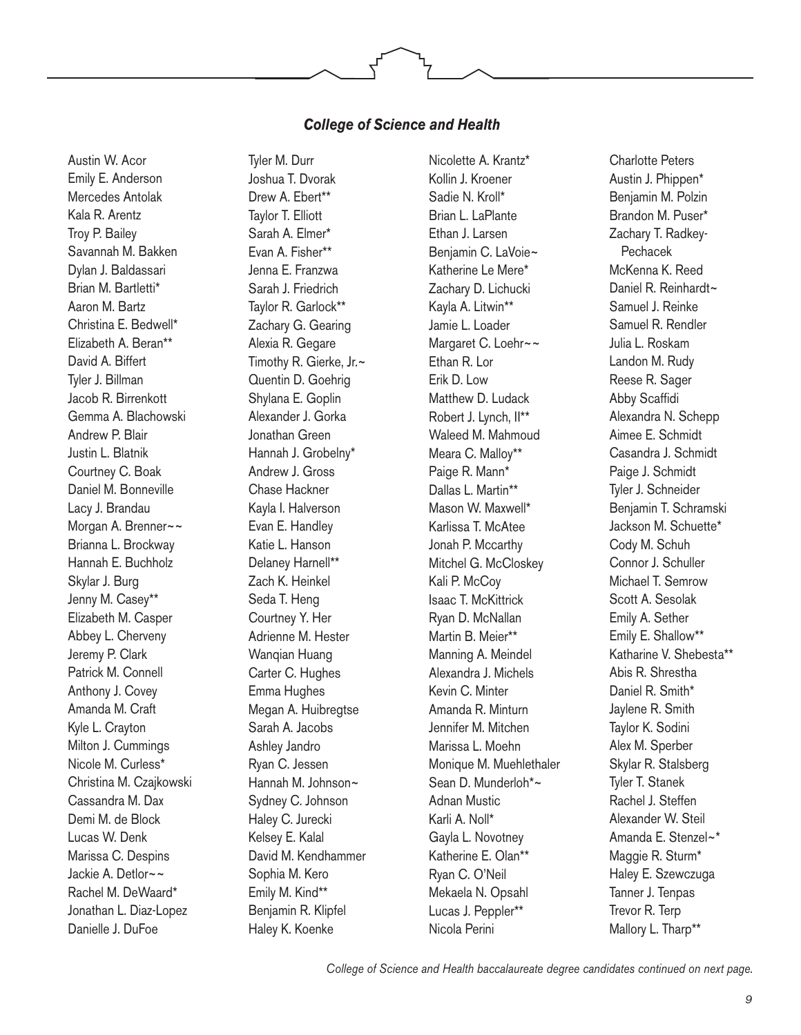### *College of Science and Health*

Austin W. Acor
Emily E. Anderson
Mercedes Antolak
Kala R. Arentz
Troy P. Bailey
Savannah M. Bakken
Dylan J. Baldassari
Brian M. Bartletti*
Aaron M. Bartz
Christina E. Bedwell*
Elizabeth A. Beran**
David A. Biffert
Tyler J. Billman
Jacob R. Birrenkott
Gemma A. Blachowski
Andrew P. Blair
Justin L. Blatnik
Courtney C. Boak
Daniel M. Bonneville
Lacy J. Brandau
Morgan A. Brenner~~
Brianna L. Brockway
Hannah E. Buchholz
Skylar J. Burg
Jenny M. Casey**
Elizabeth M. Casper
Abbey L. Cherveny
Jeremy P. Clark
Patrick M. Connell
Anthony J. Covey
Amanda M. Craft
Kyle L. Crayton
Milton J. Cummings
Nicole M. Curless*
Christina M. Czajkowski
Cassandra M. Dax
Demi M. de Block
Lucas W. Denk
Marissa C. Despins
Jackie A. Detlor~~
Rachel M. DeWaard*
Jonathan L. Diaz-Lopez
Danielle J. DuFoe
Tyler M. Durr
Joshua T. Dvorak
Drew A. Ebert**
Taylor T. Elliott
Sarah A. Elmer*
Evan A. Fisher**
Jenna E. Franzwa
Sarah J. Friedrich
Taylor R. Garlock**
Zachary G. Gearing
Alexia R. Gegare
Timothy R. Gierke, Jr.~
Quentin D. Goehrig
Shylana E. Goplin
Alexander J. Gorka
Jonathan Green
Hannah J. Grobelny*
Andrew J. Gross
Chase Hackner
Kayla I. Halverson
Evan E. Handley
Katie L. Hanson
Delaney Harnell**
Zach K. Heinkel
Seda T. Heng
Courtney Y. Her
Adrienne M. Hester
Wanqian Huang
Carter C. Hughes
Emma Hughes
Megan A. Huibregtse
Sarah A. Jacobs
Ashley Jandro
Ryan C. Jessen
Hannah M. Johnson~
Sydney C. Johnson
Haley C. Jurecki
Kelsey E. Kalal
David M. Kendhammer
Sophia M. Kero
Emily M. Kind**
Benjamin R. Klipfel
Haley K. Koenke
Nicolette A. Krantz*
Kollin J. Kroener
Sadie N. Kroll*
Brian L. LaPlante
Ethan J. Larsen
Benjamin C. LaVoie~
Katherine Le Mere*
Zachary D. Lichucki
Kayla A. Litwin**
Jamie L. Loader
Margaret C. Loehr~~
Ethan R. Lor
Erik D. Low
Matthew D. Ludack
Robert J. Lynch, II**
Waleed M. Mahmoud
Meara C. Malloy**
Paige R. Mann*
Dallas L. Martin**
Mason W. Maxwell*
Karlissa T. McAtee
Jonah P. Mccarthy
Mitchel G. McCloskey
Kali P. McCoy
Isaac T. McKittrick
Ryan D. McNallan
Martin B. Meier**
Manning A. Meindel
Alexandra J. Michels
Kevin C. Minter
Amanda R. Minturn
Jennifer M. Mitchen
Marissa L. Moehn
Monique M. Muehlethaler
Sean D. Munderloh*~
Adnan Mustic
Karli A. Noll*
Gayla L. Novotney
Katherine E. Olan**
Ryan C. O'Neil
Mekaela N. Opsahl
Lucas J. Peppler**
Nicola Perini
Charlotte Peters
Austin J. Phippen*
Benjamin M. Polzin
Brandon M. Puser*
Zachary T. Radkey-Pechacek
McKenna K. Reed
Daniel R. Reinhardt~
Samuel J. Reinke
Samuel R. Rendler
Julia L. Roskam
Landon M. Rudy
Reese R. Sager
Abby Scaffidi
Alexandra N. Schepp
Aimee E. Schmidt
Casandra J. Schmidt
Paige J. Schmidt
Tyler J. Schneider
Benjamin T. Schramski
Jackson M. Schuette*
Cody M. Schuh
Connor J. Schuller
Michael T. Semrow
Scott A. Sesolak
Emily A. Sether
Emily E. Shallow**
Katharine V. Shebesta**
Abis R. Shrestha
Daniel R. Smith*
Jaylene R. Smith
Taylor K. Sodini
Alex M. Sperber
Skylar R. Stalsberg
Tyler T. Stanek
Rachel J. Steffen
Alexander W. Steil
Amanda E. Stenzel~*
Maggie R. Sturm*
Haley E. Szewczuga
Tanner J. Tenpas
Trevor R. Terp
Mallory L. Tharp**

*College of Science and Health baccalaureate degree candidates continued on next page.*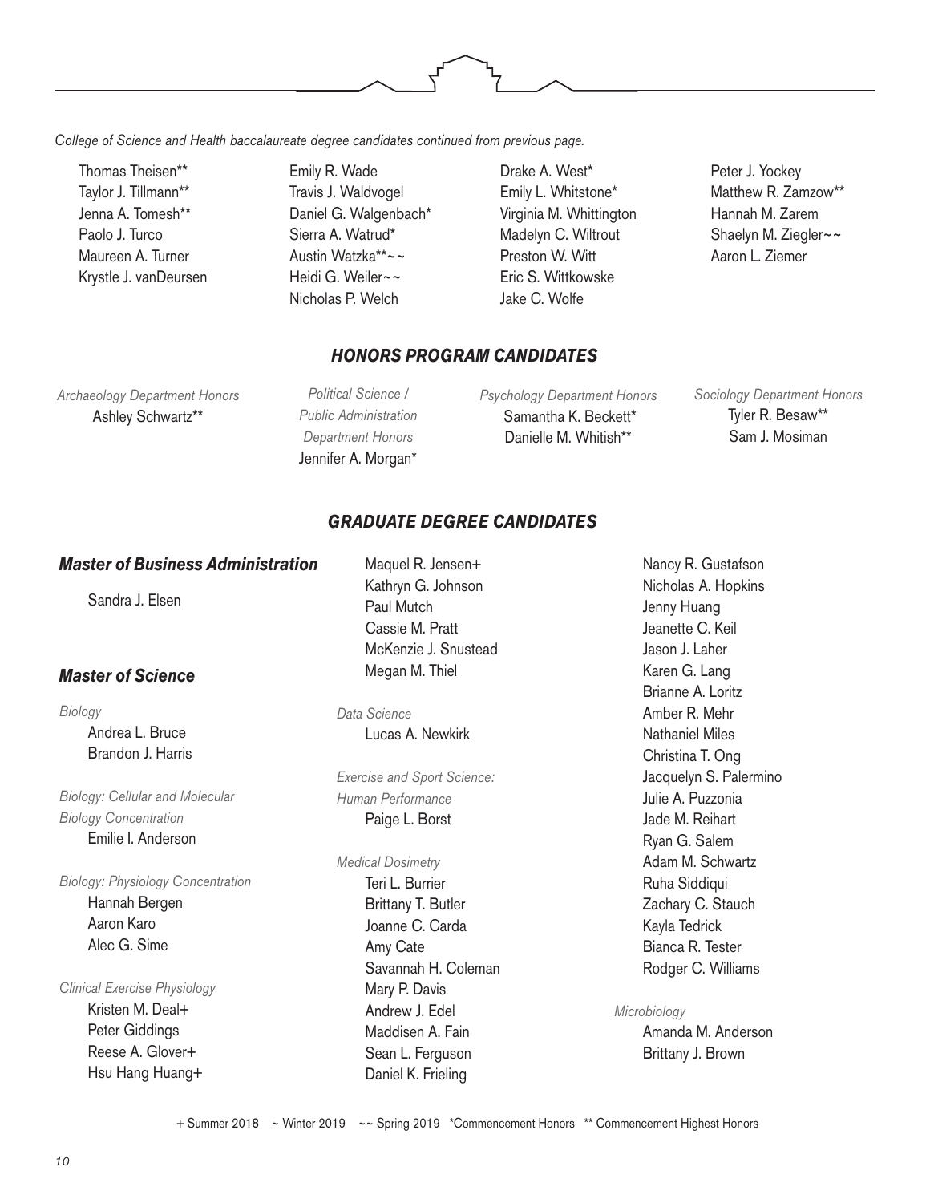*College of Science and Health baccalaureate degree candidates continued from previous page.*

Thomas Theisen**
Taylor J. Tillmann**
Jenna A. Tomesh**
Paolo J. Turco
Maureen A. Turner
Krystle J. vanDeursen
Emily R. Wade
Travis J. Waldvogel
Daniel G. Walgenbach*
Sierra A. Watrud*
Austin Watzka**~~
Heidi G. Weiler~~
Nicholas P. Welch
Drake A. West*
Emily L. Whitstone*
Virginia M. Whittington
Madelyn C. Wiltrout
Preston W. Witt
Eric S. Wittkowske
Jake C. Wolfe
Peter J. Yockey
Matthew R. Zamzow**
Hannah M. Zarem
Shaelyn M. Ziegler~~
Aaron L. Ziemer

## HONORS PROGRAM CANDIDATES

*Archaeology Department Honors*
Ashley Schwartz**

*Political Science / Public Administration Department Honors*
Jennifer A. Morgan*

*Psychology Department Honors*
Samantha K. Beckett*
Danielle M. Whitish**

*Sociology Department Honors*
Tyler R. Besaw**
Sam J. Mosiman

## GRADUATE DEGREE CANDIDATES

### Master of Business Administration

Sandra J. Elsen

### Master of Science

*Biology*
Andrea L. Bruce
Brandon J. Harris

*Biology: Cellular and Molecular Biology Concentration*
Emilie I. Anderson

*Biology: Physiology Concentration*
Hannah Bergen
Aaron Karo
Alec G. Sime

*Clinical Exercise Physiology*
Kristen M. Deal+
Peter Giddings
Reese A. Glover+
Hsu Hang Huang+
Maquel R. Jensen+
Kathryn G. Johnson
Paul Mutch
Cassie M. Pratt
McKenzie J. Snustead
Megan M. Thiel

*Data Science*
Lucas A. Newkirk

*Exercise and Sport Science: Human Performance*
Paige L. Borst

*Medical Dosimetry*
Teri L. Burrier
Brittany T. Butler
Joanne C. Carda
Amy Cate
Savannah H. Coleman
Mary P. Davis
Andrew J. Edel
Maddisen A. Fain
Sean L. Ferguson
Daniel K. Frieling
Nancy R. Gustafson
Nicholas A. Hopkins
Jenny Huang
Jeanette C. Keil
Jason J. Laher
Karen G. Lang
Brianne A. Loritz
Amber R. Mehr
Nathaniel Miles
Christina T. Ong
Jacquelyn S. Palermino
Julie A. Puzzonia
Jade M. Reihart
Ryan G. Salem
Adam M. Schwartz
Ruha Siddiqui
Zachary C. Stauch
Kayla Tedrick
Bianca R. Tester
Rodger C. Williams

*Microbiology*
Amanda M. Anderson
Brittany J. Brown

+ Summer 2018 ~ Winter 2019 ~~ Spring 2019 *Commencement Honors ** Commencement Highest Honors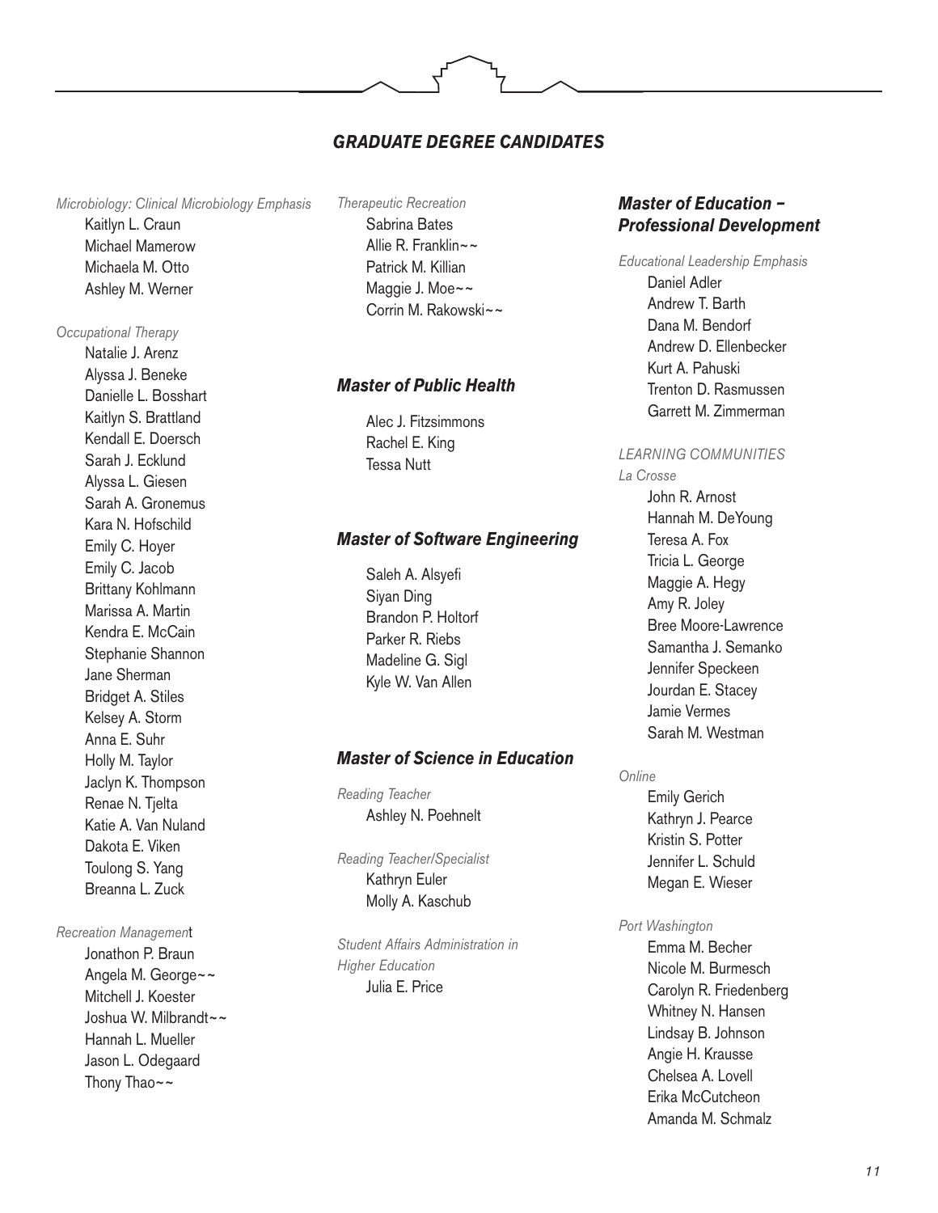## GRADUATE DEGREE CANDIDATES

*Microbiology: Clinical Microbiology Emphasis*

Kaitlyn L. Craun
Michael Mamerow
Michaela M. Otto
Ashley M. Werner

*Occupational Therapy*

Natalie J. Arenz
Alyssa J. Beneke
Danielle L. Bosshart
Kaitlyn S. Brattland
Kendall E. Doersch
Sarah J. Ecklund
Alyssa L. Giesen
Sarah A. Gronemus
Kara N. Hofschild
Emily C. Hoyer
Emily C. Jacob
Brittany Kohlmann
Marissa A. Martin
Kendra E. McCain
Stephanie Shannon
Jane Sherman
Bridget A. Stiles
Kelsey A. Storm
Anna E. Suhr
Holly M. Taylor
Jaclyn K. Thompson
Renae N. Tjelta
Katie A. Van Nuland
Dakota E. Viken
Toulong S. Yang
Breanna L. Zuck

*Recreation Management*

Jonathon P. Braun
Angela M. George~~
Mitchell J. Koester
Joshua W. Milbrandt~~
Hannah L. Mueller
Jason L. Odegaard
Thony Thao~~

*Therapeutic Recreation*

Sabrina Bates
Allie R. Franklin~~
Patrick M. Killian
Maggie J. Moe~~
Corrin M. Rakowski~~

### Master of Public Health

Alec J. Fitzsimmons
Rachel E. King
Tessa Nutt

### Master of Software Engineering

Saleh A. Alsyefi
Siyan Ding
Brandon P. Holtorf
Parker R. Riebs
Madeline G. Sigl
Kyle W. Van Allen

### Master of Science in Education

*Reading Teacher*

Ashley N. Poehnelt

*Reading Teacher/Specialist*

Kathryn Euler
Molly A. Kaschub

*Student Affairs Administration in Higher Education*

Julia E. Price

### Master of Education – Professional Development

*Educational Leadership Emphasis*

Daniel Adler
Andrew T. Barth
Dana M. Bendorf
Andrew D. Ellenbecker
Kurt A. Pahuski
Trenton D. Rasmussen
Garrett M. Zimmerman

*LEARNING COMMUNITIES*

*La Crosse*

John R. Arnost
Hannah M. DeYoung
Teresa A. Fox
Tricia L. George
Maggie A. Hegy
Amy R. Joley
Bree Moore-Lawrence
Samantha J. Semanko
Jennifer Speckeen
Jourdan E. Stacey
Jamie Vermes
Sarah M. Westman

*Online*

Emily Gerich
Kathryn J. Pearce
Kristin S. Potter
Jennifer L. Schuld
Megan E. Wieser

*Port Washington*

Emma M. Becher
Nicole M. Burmesch
Carolyn R. Friedenberg
Whitney N. Hansen
Lindsay B. Johnson
Angie H. Krausse
Chelsea A. Lovell
Erika McCutcheon
Amanda M. Schmalz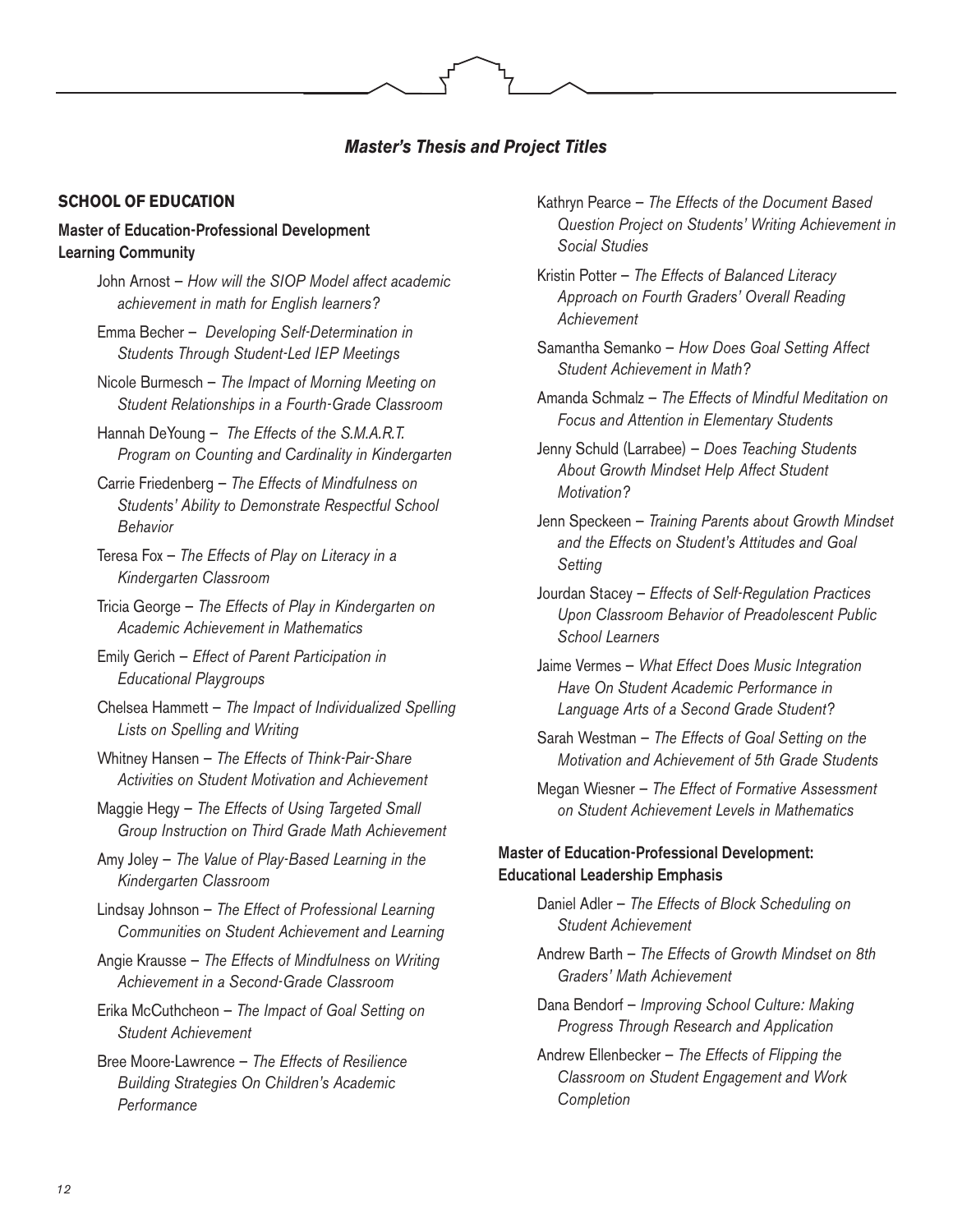## *Master's Thesis and Project Titles*

### SCHOOL OF EDUCATION

#### Master of Education-Professional Development Learning Community

- John Arnost – *How will the SIOP Model affect academic achievement in math for English learners?*
- Emma Becher – *Developing Self-Determination in Students Through Student-Led IEP Meetings*
- Nicole Burmesch – *The Impact of Morning Meeting on Student Relationships in a Fourth-Grade Classroom*
- Hannah DeYoung – *The Effects of the S.M.A.R.T. Program on Counting and Cardinality in Kindergarten*
- Carrie Friedenberg – *The Effects of Mindfulness on Students' Ability to Demonstrate Respectful School Behavior*
- Teresa Fox – *The Effects of Play on Literacy in a Kindergarten Classroom*
- Tricia George – *The Effects of Play in Kindergarten on Academic Achievement in Mathematics*
- Emily Gerich – *Effect of Parent Participation in Educational Playgroups*
- Chelsea Hammett – *The Impact of Individualized Spelling Lists on Spelling and Writing*
- Whitney Hansen – *The Effects of Think-Pair-Share Activities on Student Motivation and Achievement*
- Maggie Hegy – *The Effects of Using Targeted Small Group Instruction on Third Grade Math Achievement*
- Amy Joley – *The Value of Play-Based Learning in the Kindergarten Classroom*
- Lindsay Johnson – *The Effect of Professional Learning Communities on Student Achievement and Learning*
- Angie Krausse – *The Effects of Mindfulness on Writing Achievement in a Second-Grade Classroom*
- Erika McCuthcheon – *The Impact of Goal Setting on Student Achievement*
- Bree Moore-Lawrence – *The Effects of Resilience Building Strategies On Children's Academic Performance*
- Kathryn Pearce – *The Effects of the Document Based Question Project on Students' Writing Achievement in Social Studies*
- Kristin Potter – *The Effects of Balanced Literacy Approach on Fourth Graders' Overall Reading Achievement*
- Samantha Semanko – *How Does Goal Setting Affect Student Achievement in Math?*
- Amanda Schmalz – *The Effects of Mindful Meditation on Focus and Attention in Elementary Students*
- Jenny Schuld (Larrabee) – *Does Teaching Students About Growth Mindset Help Affect Student Motivation?*
- Jenn Speckeen – *Training Parents about Growth Mindset and the Effects on Student's Attitudes and Goal Setting*
- Jourdan Stacey – *Effects of Self-Regulation Practices Upon Classroom Behavior of Preadolescent Public School Learners*
- Jaime Vermes – *What Effect Does Music Integration Have On Student Academic Performance in Language Arts of a Second Grade Student?*
- Sarah Westman – *The Effects of Goal Setting on the Motivation and Achievement of 5th Grade Students*
- Megan Wiesner – *The Effect of Formative Assessment on Student Achievement Levels in Mathematics*

#### Master of Education-Professional Development: Educational Leadership Emphasis

- Daniel Adler – *The Effects of Block Scheduling on Student Achievement*
- Andrew Barth – *The Effects of Growth Mindset on 8th Graders' Math Achievement*
- Dana Bendorf – *Improving School Culture: Making Progress Through Research and Application*
- Andrew Ellenbecker – *The Effects of Flipping the Classroom on Student Engagement and Work Completion*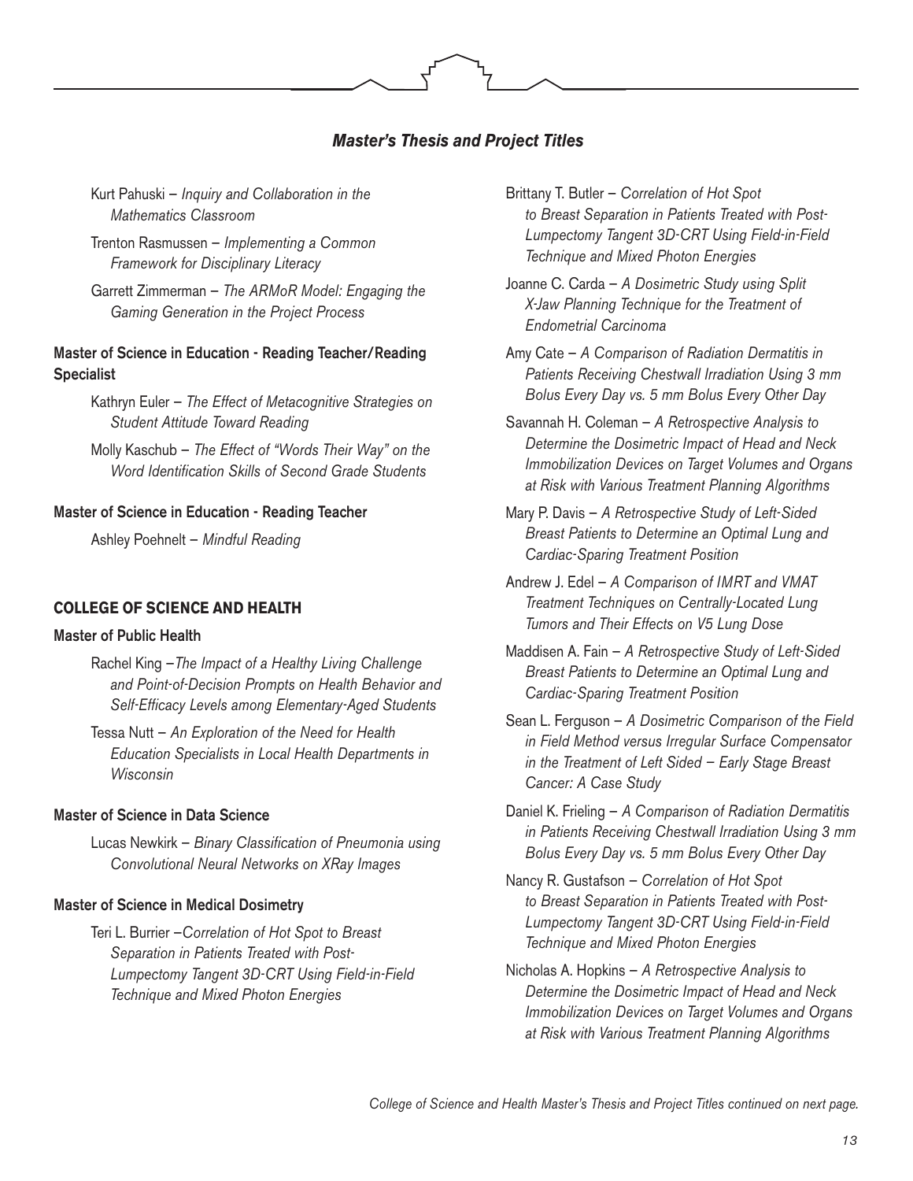## *Master's Thesis and Project Titles*

Kurt Pahuski – *Inquiry and Collaboration in the Mathematics Classroom*

Trenton Rasmussen – *Implementing a Common Framework for Disciplinary Literacy*

Garrett Zimmerman – *The ARMoR Model: Engaging the Gaming Generation in the Project Process*

#### Master of Science in Education - Reading Teacher/Reading Specialist

Kathryn Euler – *The Effect of Metacognitive Strategies on Student Attitude Toward Reading*

Molly Kaschub – *The Effect of "Words Their Way" on the Word Identification Skills of Second Grade Students*

#### Master of Science in Education - Reading Teacher

Ashley Poehnelt – *Mindful Reading*

### COLLEGE OF SCIENCE AND HEALTH

#### Master of Public Health

Rachel King –*The Impact of a Healthy Living Challenge and Point-of-Decision Prompts on Health Behavior and Self-Efficacy Levels among Elementary-Aged Students*

Tessa Nutt – *An Exploration of the Need for Health Education Specialists in Local Health Departments in Wisconsin*

#### Master of Science in Data Science

Lucas Newkirk – *Binary Classification of Pneumonia using Convolutional Neural Networks on XRay Images*

#### Master of Science in Medical Dosimetry

Teri L. Burrier –*Correlation of Hot Spot to Breast Separation in Patients Treated with Post-Lumpectomy Tangent 3D-CRT Using Field-in-Field Technique and Mixed Photon Energies*

Brittany T. Butler – *Correlation of Hot Spot to Breast Separation in Patients Treated with Post-Lumpectomy Tangent 3D-CRT Using Field-in-Field Technique and Mixed Photon Energies*

Joanne C. Carda – *A Dosimetric Study using Split X-Jaw Planning Technique for the Treatment of Endometrial Carcinoma*

Amy Cate – *A Comparison of Radiation Dermatitis in Patients Receiving Chestwall Irradiation Using 3 mm Bolus Every Day vs. 5 mm Bolus Every Other Day*

Savannah H. Coleman – *A Retrospective Analysis to Determine the Dosimetric Impact of Head and Neck Immobilization Devices on Target Volumes and Organs at Risk with Various Treatment Planning Algorithms*

Mary P. Davis – *A Retrospective Study of Left-Sided Breast Patients to Determine an Optimal Lung and Cardiac-Sparing Treatment Position*

Andrew J. Edel – *A Comparison of IMRT and VMAT Treatment Techniques on Centrally-Located Lung Tumors and Their Effects on V5 Lung Dose*

Maddisen A. Fain – *A Retrospective Study of Left-Sided Breast Patients to Determine an Optimal Lung and Cardiac-Sparing Treatment Position*

Sean L. Ferguson – *A Dosimetric Comparison of the Field in Field Method versus Irregular Surface Compensator in the Treatment of Left Sided – Early Stage Breast Cancer: A Case Study*

Daniel K. Frieling – *A Comparison of Radiation Dermatitis in Patients Receiving Chestwall Irradiation Using 3 mm Bolus Every Day vs. 5 mm Bolus Every Other Day*

Nancy R. Gustafson – *Correlation of Hot Spot to Breast Separation in Patients Treated with Post-Lumpectomy Tangent 3D-CRT Using Field-in-Field Technique and Mixed Photon Energies*

Nicholas A. Hopkins – *A Retrospective Analysis to Determine the Dosimetric Impact of Head and Neck Immobilization Devices on Target Volumes and Organs at Risk with Various Treatment Planning Algorithms*

*College of Science and Health Master's Thesis and Project Titles continued on next page.*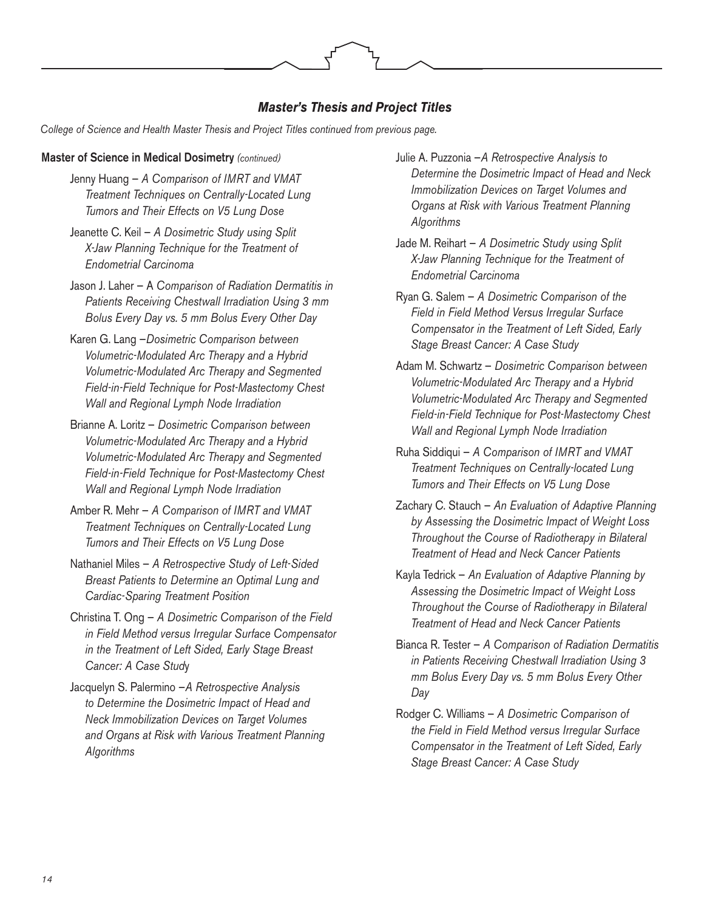## *Master's Thesis and Project Titles*

*College of Science and Health Master Thesis and Project Titles continued from previous page.*

**Master of Science in Medical Dosimetry** *(continued)*

Jenny Huang – *A Comparison of IMRT and VMAT Treatment Techniques on Centrally-Located Lung Tumors and Their Effects on V5 Lung Dose*

Jeanette C. Keil – *A Dosimetric Study using Split X-Jaw Planning Technique for the Treatment of Endometrial Carcinoma*

Jason J. Laher – A *Comparison of Radiation Dermatitis in Patients Receiving Chestwall Irradiation Using 3 mm Bolus Every Day vs. 5 mm Bolus Every Other Day*

Karen G. Lang –*Dosimetric Comparison between Volumetric-Modulated Arc Therapy and a Hybrid Volumetric-Modulated Arc Therapy and Segmented Field-in-Field Technique for Post-Mastectomy Chest Wall and Regional Lymph Node Irradiation*

Brianne A. Loritz – *Dosimetric Comparison between Volumetric-Modulated Arc Therapy and a Hybrid Volumetric-Modulated Arc Therapy and Segmented Field-in-Field Technique for Post-Mastectomy Chest Wall and Regional Lymph Node Irradiation*

Amber R. Mehr – *A Comparison of IMRT and VMAT Treatment Techniques on Centrally-Located Lung Tumors and Their Effects on V5 Lung Dose*

Nathaniel Miles – *A Retrospective Study of Left-Sided Breast Patients to Determine an Optimal Lung and Cardiac-Sparing Treatment Position*

Christina T. Ong – *A Dosimetric Comparison of the Field in Field Method versus Irregular Surface Compensator in the Treatment of Left Sided, Early Stage Breast Cancer: A Case Study*

Jacquelyn S. Palermino –*A Retrospective Analysis to Determine the Dosimetric Impact of Head and Neck Immobilization Devices on Target Volumes and Organs at Risk with Various Treatment Planning Algorithms*

Julie A. Puzzonia –*A Retrospective Analysis to Determine the Dosimetric Impact of Head and Neck Immobilization Devices on Target Volumes and Organs at Risk with Various Treatment Planning Algorithms*

Jade M. Reihart – *A Dosimetric Study using Split X-Jaw Planning Technique for the Treatment of Endometrial Carcinoma*

Ryan G. Salem – *A Dosimetric Comparison of the Field in Field Method Versus Irregular Surface Compensator in the Treatment of Left Sided, Early Stage Breast Cancer: A Case Study*

Adam M. Schwartz – *Dosimetric Comparison between Volumetric-Modulated Arc Therapy and a Hybrid Volumetric-Modulated Arc Therapy and Segmented Field-in-Field Technique for Post-Mastectomy Chest Wall and Regional Lymph Node Irradiation*

Ruha Siddiqui – *A Comparison of IMRT and VMAT Treatment Techniques on Centrally-located Lung Tumors and Their Effects on V5 Lung Dose*

Zachary C. Stauch – *An Evaluation of Adaptive Planning by Assessing the Dosimetric Impact of Weight Loss Throughout the Course of Radiotherapy in Bilateral Treatment of Head and Neck Cancer Patients*

Kayla Tedrick – *An Evaluation of Adaptive Planning by Assessing the Dosimetric Impact of Weight Loss Throughout the Course of Radiotherapy in Bilateral Treatment of Head and Neck Cancer Patients*

Bianca R. Tester – *A Comparison of Radiation Dermatitis in Patients Receiving Chestwall Irradiation Using 3 mm Bolus Every Day vs. 5 mm Bolus Every Other Day*

Rodger C. Williams – *A Dosimetric Comparison of the Field in Field Method versus Irregular Surface Compensator in the Treatment of Left Sided, Early Stage Breast Cancer: A Case Study*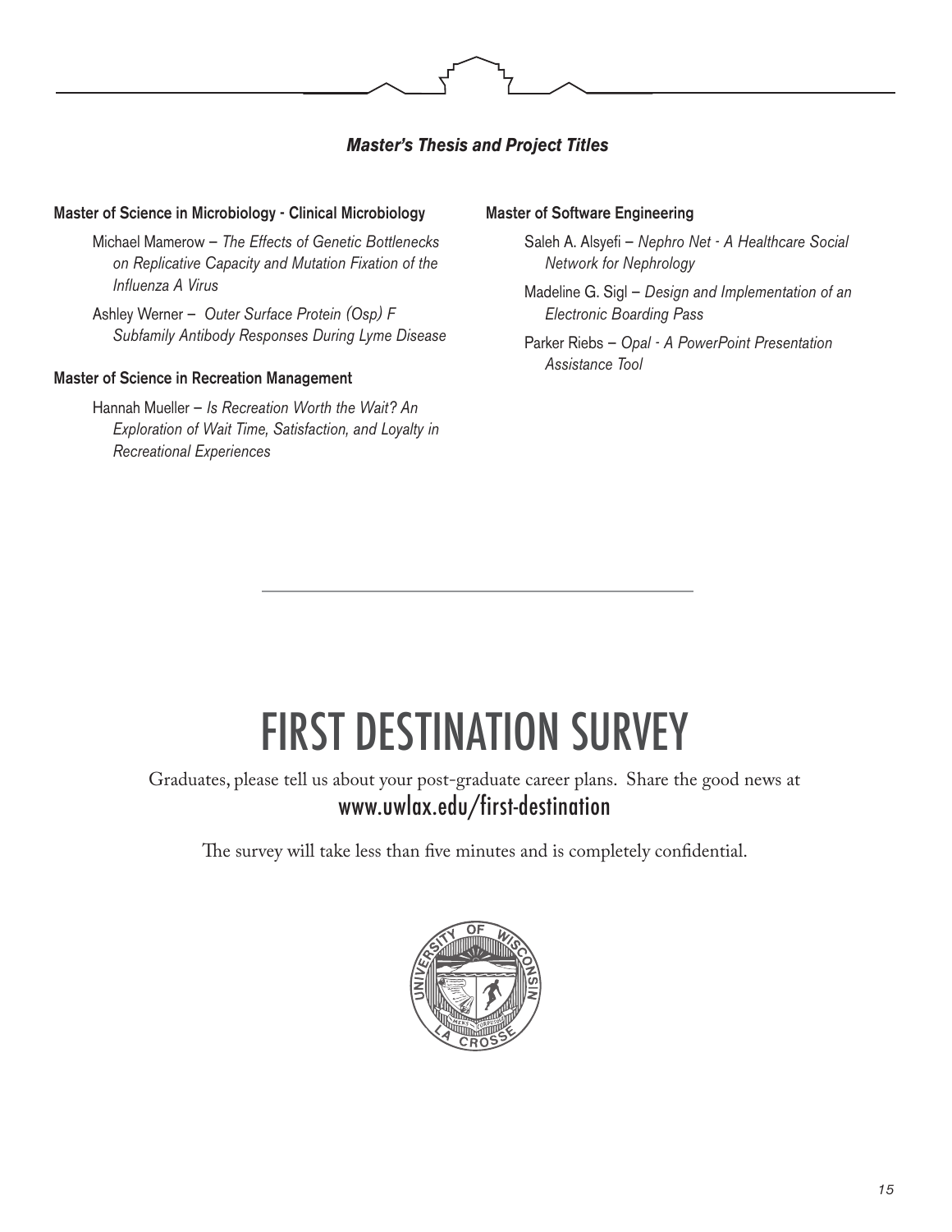### *Master's Thesis and Project Titles*

**Master of Science in Microbiology - Clinical Microbiology**

Michael Mamerow – *The Effects of Genetic Bottlenecks on Replicative Capacity and Mutation Fixation of the Influenza A Virus*

Ashley Werner – *Outer Surface Protein (Osp) F Subfamily Antibody Responses During Lyme Disease*

**Master of Science in Recreation Management**

Hannah Mueller – *Is Recreation Worth the Wait? An Exploration of Wait Time, Satisfaction, and Loyalty in Recreational Experiences*

**Master of Software Engineering**

Saleh A. Alsyefi – *Nephro Net - A Healthcare Social Network for Nephrology*

Madeline G. Sigl – *Design and Implementation of an Electronic Boarding Pass*

Parker Riebs – *Opal - A PowerPoint Presentation Assistance Tool*

# FIRST DESTINATION SURVEY

Graduates, please tell us about your post-graduate career plans. Share the good news at
www.uwlax.edu/first-destination

The survey will take less than five minutes and is completely confidential.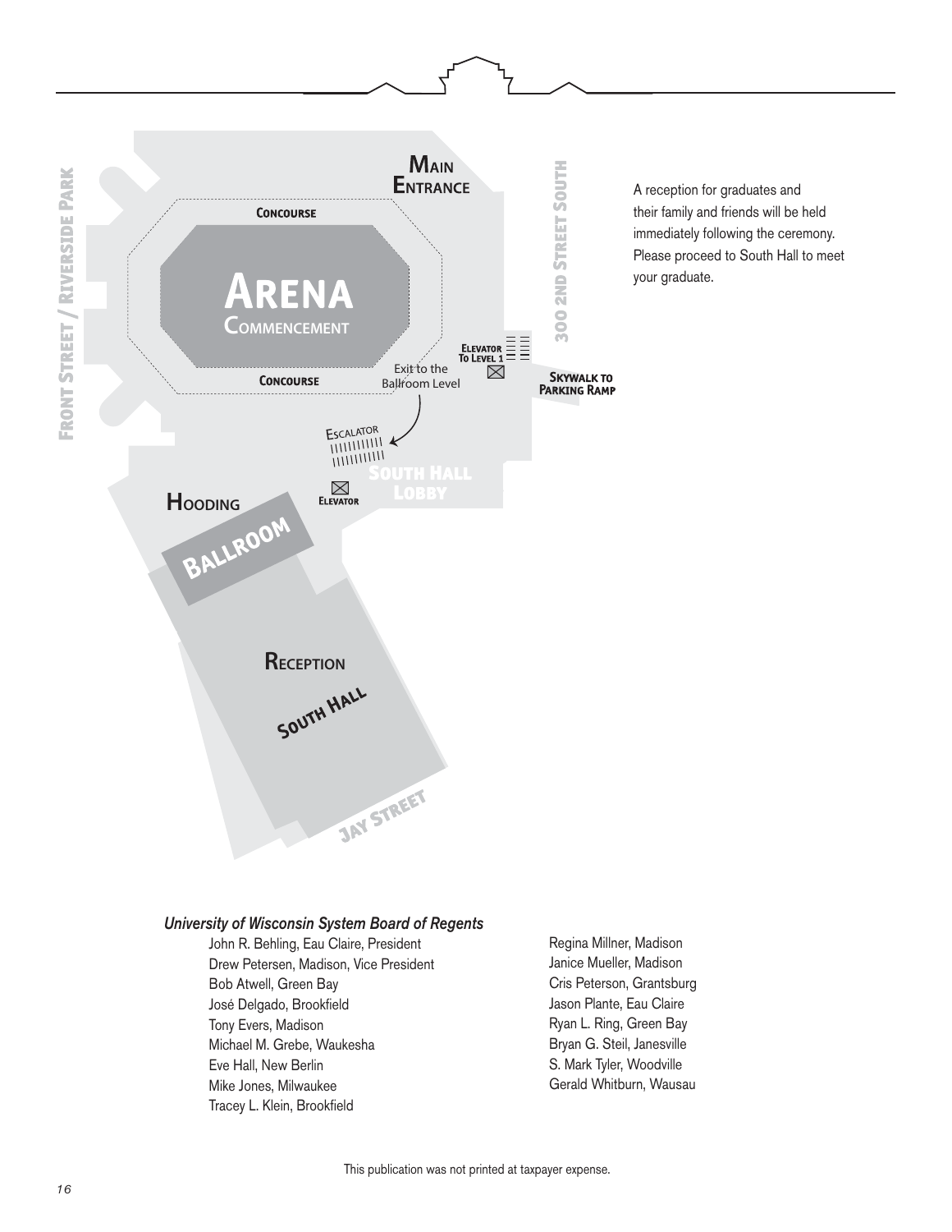MAIN ENTRANCE

CONCOURSE

ARENA

COMMENCEMENT

CONCOURSE

FRONT STREET / RIVERSIDE PARK

300 2ND STREET SOUTH

ELEVATOR TO LEVEL 1

Exit to the Ballroom Level

SKYWALK TO PARKING RAMP

ESCALATOR

SOUTH HALL LOBBY

ELEVATOR

HOODING

BALLROOM

RECEPTION

SOUTH HALL

JAY STREET

A reception for graduates and their family and friends will be held immediately following the ceremony. Please proceed to South Hall to meet your graduate.

### *University of Wisconsin System Board of Regents*

John R. Behling, Eau Claire, President
Drew Petersen, Madison, Vice President
Bob Atwell, Green Bay
José Delgado, Brookfield
Tony Evers, Madison
Michael M. Grebe, Waukesha
Eve Hall, New Berlin
Mike Jones, Milwaukee
Tracey L. Klein, Brookfield
Regina Millner, Madison
Janice Mueller, Madison
Cris Peterson, Grantsburg
Jason Plante, Eau Claire
Ryan L. Ring, Green Bay
Bryan G. Steil, Janesville
S. Mark Tyler, Woodville
Gerald Whitburn, Wausau

This publication was not printed at taxpayer expense.